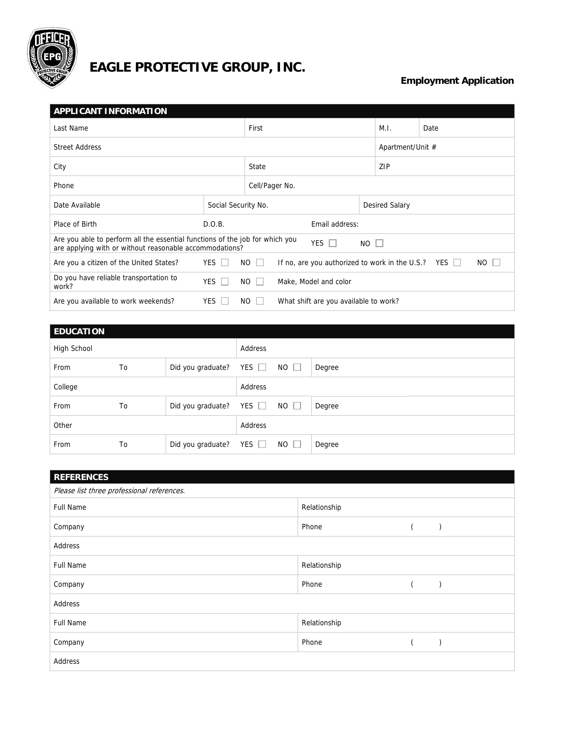# EAGLE PROTECTIVE GROUP, INC.

**Employment Application**

## APPLICANT INFORMATION

| Last Name | | First | | M.I. | Date |
|---|---|---|---|---|---|
| Street Address | | | | Apartment/Unit # | |
| City | | State | | ZIP | |
| Phone | | Cell/Pager No. | | | |
| Date Available | Social Security No. | | Desired Salary | | |
| Place of Birth | D.O.B. | | Email address: | | |

Are you able to perform all the essential functions of the job for which you are applying with or without reasonable accommodations? YES ☐ NO ☐

Are you a citizen of the United States? YES ☐ NO ☐ If no, are you authorized to work in the U.S.? YES ☐ NO ☐

Do you have reliable transportation to work? YES ☐ NO ☐ Make, Model and color

Are you available to work weekends? YES ☐ NO ☐ What shift are you available to work?

## EDUCATION

| High School | | | Address | |
|---|---|---|---|---|
| From | To | Did you graduate? | YES ☐ NO ☐ | Degree |
| College | | | Address | |
| From | To | Did you graduate? | YES ☐ NO ☐ | Degree |
| Other | | | Address | |
| From | To | Did you graduate? | YES ☐ NO ☐ | Degree |

## REFERENCES

*Please list three professional references.*

| Full Name | Relationship |
|---|---|
| Company | Phone ( ) |
| Address | |
| Full Name | Relationship |
| Company | Phone ( ) |
| Address | |
| Full Name | Relationship |
| Company | Phone ( ) |
| Address | |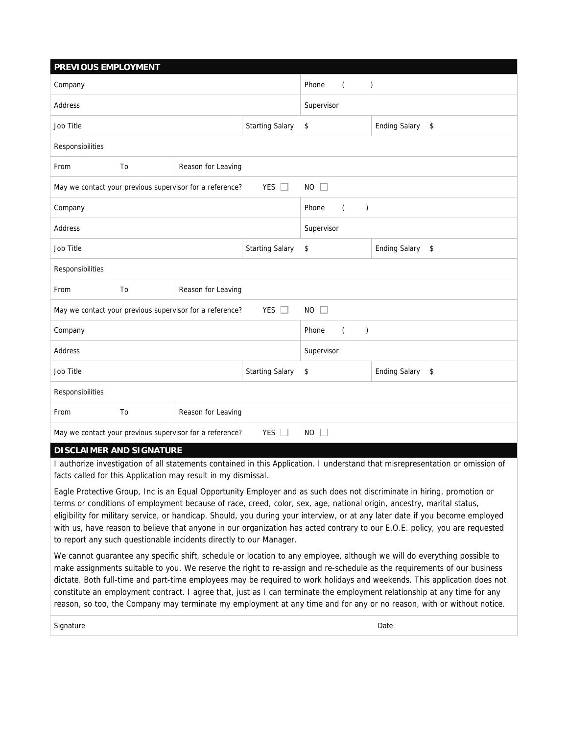## PREVIOUS EMPLOYMENT

| | | | | | |
|---|---|---|---|---|---|
| Company | | | Phone ( ) | | |
| Address | | | Supervisor | | |
| Job Title | | Starting Salary | $ | Ending Salary $ | |
| Responsibilities | | | | | |
| From | To | Reason for Leaving | | | |
| May we contact your previous supervisor for a reference? | | YES ☐ | NO ☐ | | |
| Company | | | Phone ( ) | | |
| Address | | | Supervisor | | |
| Job Title | | Starting Salary | $ | Ending Salary $ | |
| Responsibilities | | | | | |
| From | To | Reason for Leaving | | | |
| May we contact your previous supervisor for a reference? | | YES ☐ | NO ☐ | | |
| Company | | | Phone ( ) | | |
| Address | | | Supervisor | | |
| Job Title | | Starting Salary | $ | Ending Salary $ | |
| Responsibilities | | | | | |
| From | To | Reason for Leaving | | | |
| May we contact your previous supervisor for a reference? | | YES ☐ | NO ☐ | | |

## DISCLAIMER AND SIGNATURE

I authorize investigation of all statements contained in this Application. I understand that misrepresentation or omission of facts called for this Application may result in my dismissal.

Eagle Protective Group, Inc is an Equal Opportunity Employer and as such does not discriminate in hiring, promotion or terms or conditions of employment because of race, creed, color, sex, age, national origin, ancestry, marital status, eligibility for military service, or handicap. Should, you during your interview, or at any later date if you become employed with us, have reason to believe that anyone in our organization has acted contrary to our E.O.E. policy, you are requested to report any such questionable incidents directly to our Manager.

We cannot guarantee any specific shift, schedule or location to any employee, although we will do everything possible to make assignments suitable to you. We reserve the right to re-assign and re-schedule as the requirements of our business dictate. Both full-time and part-time employees may be required to work holidays and weekends. This application does not constitute an employment contract. I agree that, just as I can terminate the employment relationship at any time for any reason, so too, the Company may terminate my employment at any time and for any or no reason, with or without notice.

| | |
|---|---|
| Signature | Date |